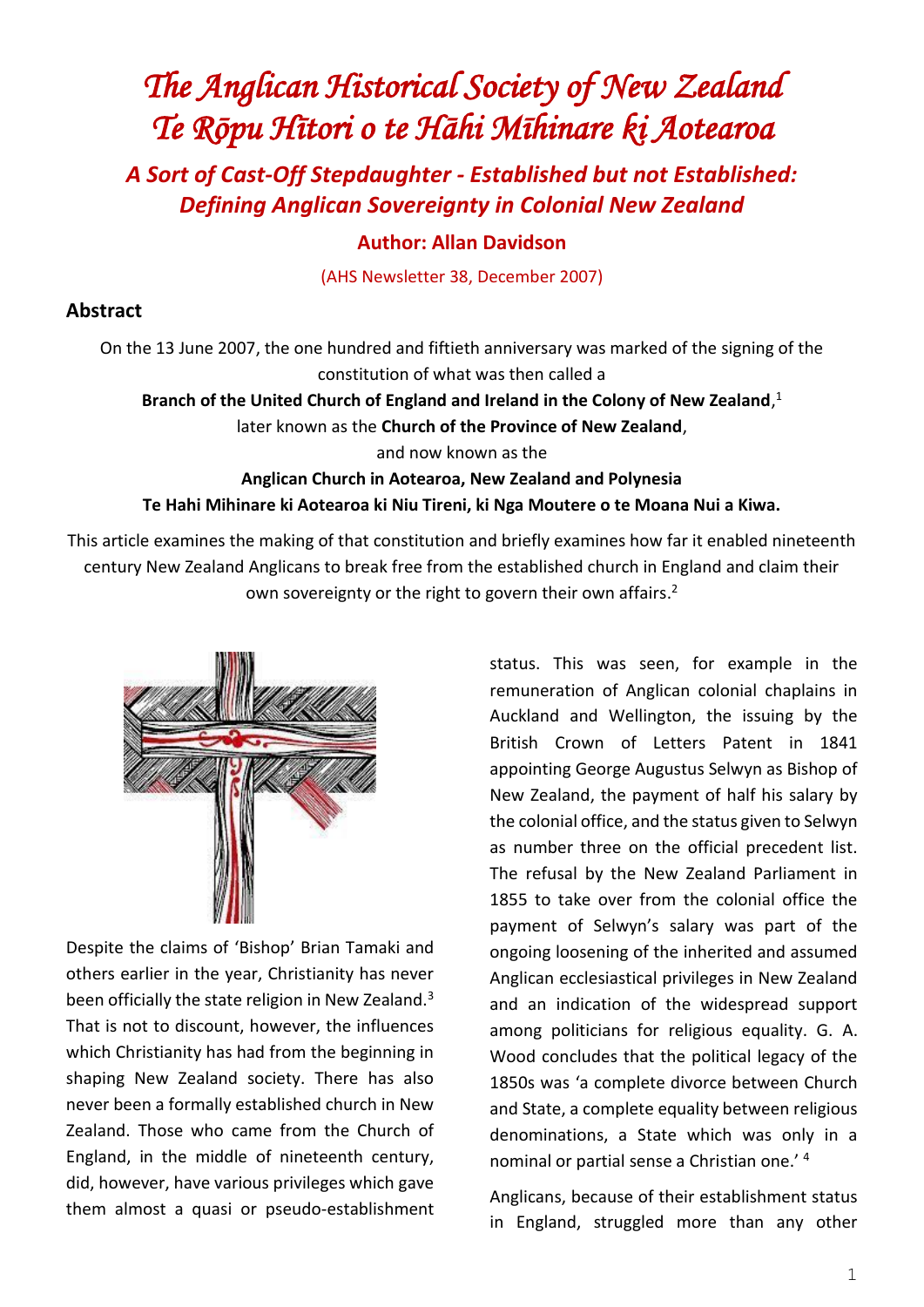# The Anglican Historical Society of New Zealand
# Te Rōpu Hītori o te Hāhi Mīhinare ki Aotearoa

## *A Sort of Cast-Off Stepdaughter - Established but not Established: Defining Anglican Sovereignty in Colonial New Zealand*

### Author: Allan Davidson

(AHS Newsletter 38, December 2007)

### Abstract

On the 13 June 2007, the one hundred and fiftieth anniversary was marked of the signing of the constitution of what was then called a

**Branch of the United Church of England and Ireland in the Colony of New Zealand**,[1]

later known as the **Church of the Province of New Zealand**,

and now known as the

**Anglican Church in Aotearoa, New Zealand and Polynesia**

**Te Hahi Mihinare ki Aotearoa ki Niu Tireni, ki Nga Moutere o te Moana Nui a Kiwa.**

This article examines the making of that constitution and briefly examines how far it enabled nineteenth century New Zealand Anglicans to break free from the established church in England and claim their own sovereignty or the right to govern their own affairs.[2]

Despite the claims of 'Bishop' Brian Tamaki and others earlier in the year, Christianity has never been officially the state religion in New Zealand.[3] That is not to discount, however, the influences which Christianity has had from the beginning in shaping New Zealand society. There has also never been a formally established church in New Zealand. Those who came from the Church of England, in the middle of nineteenth century, did, however, have various privileges which gave them almost a quasi or pseudo-establishment status. This was seen, for example in the remuneration of Anglican colonial chaplains in Auckland and Wellington, the issuing by the British Crown of Letters Patent in 1841 appointing George Augustus Selwyn as Bishop of New Zealand, the payment of half his salary by the colonial office, and the status given to Selwyn as number three on the official precedent list. The refusal by the New Zealand Parliament in 1855 to take over from the colonial office the payment of Selwyn's salary was part of the ongoing loosening of the inherited and assumed Anglican ecclesiastical privileges in New Zealand and an indication of the widespread support among politicians for religious equality. G. A. Wood concludes that the political legacy of the 1850s was 'a complete divorce between Church and State, a complete equality between religious denominations, a State which was only in a nominal or partial sense a Christian one.'[4]

Anglicans, because of their establishment status in England, struggled more than any other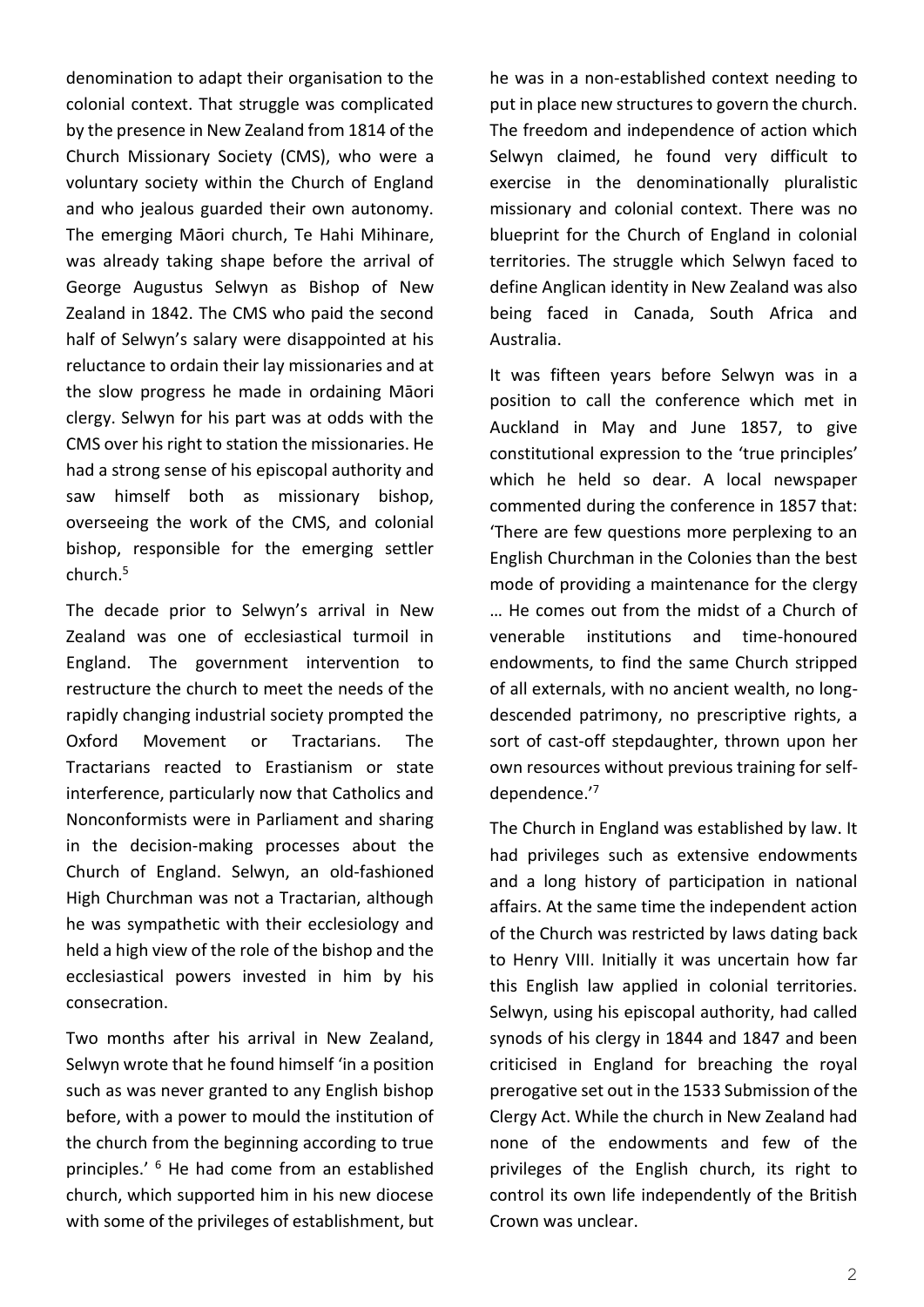denomination to adapt their organisation to the colonial context. That struggle was complicated by the presence in New Zealand from 1814 of the Church Missionary Society (CMS), who were a voluntary society within the Church of England and who jealous guarded their own autonomy. The emerging Māori church, Te Hahi Mihinare, was already taking shape before the arrival of George Augustus Selwyn as Bishop of New Zealand in 1842. The CMS who paid the second half of Selwyn's salary were disappointed at his reluctance to ordain their lay missionaries and at the slow progress he made in ordaining Māori clergy. Selwyn for his part was at odds with the CMS over his right to station the missionaries. He had a strong sense of his episcopal authority and saw himself both as missionary bishop, overseeing the work of the CMS, and colonial bishop, responsible for the emerging settler church.[5]

The decade prior to Selwyn's arrival in New Zealand was one of ecclesiastical turmoil in England. The government intervention to restructure the church to meet the needs of the rapidly changing industrial society prompted the Oxford Movement or Tractarians. The Tractarians reacted to Erastianism or state interference, particularly now that Catholics and Nonconformists were in Parliament and sharing in the decision-making processes about the Church of England. Selwyn, an old-fashioned High Churchman was not a Tractarian, although he was sympathetic with their ecclesiology and held a high view of the role of the bishop and the ecclesiastical powers invested in him by his consecration.

Two months after his arrival in New Zealand, Selwyn wrote that he found himself 'in a position such as was never granted to any English bishop before, with a power to mould the institution of the church from the beginning according to true principles.' [6] He had come from an established church, which supported him in his new diocese with some of the privileges of establishment, but he was in a non-established context needing to put in place new structures to govern the church. The freedom and independence of action which Selwyn claimed, he found very difficult to exercise in the denominationally pluralistic missionary and colonial context. There was no blueprint for the Church of England in colonial territories. The struggle which Selwyn faced to define Anglican identity in New Zealand was also being faced in Canada, South Africa and Australia.

It was fifteen years before Selwyn was in a position to call the conference which met in Auckland in May and June 1857, to give constitutional expression to the 'true principles' which he held so dear. A local newspaper commented during the conference in 1857 that: 'There are few questions more perplexing to an English Churchman in the Colonies than the best mode of providing a maintenance for the clergy … He comes out from the midst of a Church of venerable institutions and time-honoured endowments, to find the same Church stripped of all externals, with no ancient wealth, no long-descended patrimony, no prescriptive rights, a sort of cast-off stepdaughter, thrown upon her own resources without previous training for self-dependence.'[7]

The Church in England was established by law. It had privileges such as extensive endowments and a long history of participation in national affairs. At the same time the independent action of the Church was restricted by laws dating back to Henry VIII. Initially it was uncertain how far this English law applied in colonial territories. Selwyn, using his episcopal authority, had called synods of his clergy in 1844 and 1847 and been criticised in England for breaching the royal prerogative set out in the 1533 Submission of the Clergy Act. While the church in New Zealand had none of the endowments and few of the privileges of the English church, its right to control its own life independently of the British Crown was unclear.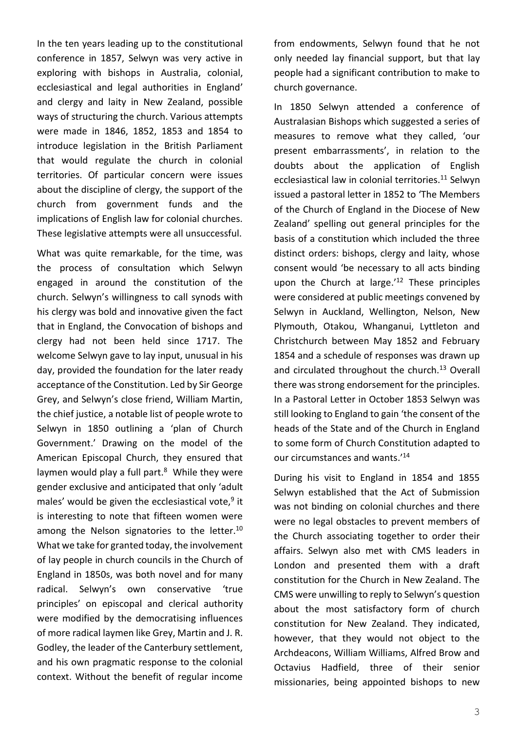In the ten years leading up to the constitutional conference in 1857, Selwyn was very active in exploring with bishops in Australia, colonial, ecclesiastical and legal authorities in England' and clergy and laity in New Zealand, possible ways of structuring the church. Various attempts were made in 1846, 1852, 1853 and 1854 to introduce legislation in the British Parliament that would regulate the church in colonial territories. Of particular concern were issues about the discipline of clergy, the support of the church from government funds and the implications of English law for colonial churches. These legislative attempts were all unsuccessful.

What was quite remarkable, for the time, was the process of consultation which Selwyn engaged in around the constitution of the church. Selwyn's willingness to call synods with his clergy was bold and innovative given the fact that in England, the Convocation of bishops and clergy had not been held since 1717. The welcome Selwyn gave to lay input, unusual in his day, provided the foundation for the later ready acceptance of the Constitution. Led by Sir George Grey, and Selwyn's close friend, William Martin, the chief justice, a notable list of people wrote to Selwyn in 1850 outlining a 'plan of Church Government.' Drawing on the model of the American Episcopal Church, they ensured that laymen would play a full part.[8] While they were gender exclusive and anticipated that only 'adult males' would be given the ecclesiastical vote,[9] it is interesting to note that fifteen women were among the Nelson signatories to the letter.[10] What we take for granted today, the involvement of lay people in church councils in the Church of England in 1850s, was both novel and for many radical. Selwyn's own conservative 'true principles' on episcopal and clerical authority were modified by the democratising influences of more radical laymen like Grey, Martin and J. R. Godley, the leader of the Canterbury settlement, and his own pragmatic response to the colonial context. Without the benefit of regular income from endowments, Selwyn found that he not only needed lay financial support, but that lay people had a significant contribution to make to church governance.

In 1850 Selwyn attended a conference of Australasian Bishops which suggested a series of measures to remove what they called, 'our present embarrassments', in relation to the doubts about the application of English ecclesiastical law in colonial territories.[11] Selwyn issued a pastoral letter in 1852 to 'The Members of the Church of England in the Diocese of New Zealand' spelling out general principles for the basis of a constitution which included the three distinct orders: bishops, clergy and laity, whose consent would 'be necessary to all acts binding upon the Church at large.'[12] These principles were considered at public meetings convened by Selwyn in Auckland, Wellington, Nelson, New Plymouth, Otakou, Whanganui, Lyttleton and Christchurch between May 1852 and February 1854 and a schedule of responses was drawn up and circulated throughout the church.[13] Overall there was strong endorsement for the principles. In a Pastoral Letter in October 1853 Selwyn was still looking to England to gain 'the consent of the heads of the State and of the Church in England to some form of Church Constitution adapted to our circumstances and wants.'[14]

During his visit to England in 1854 and 1855 Selwyn established that the Act of Submission was not binding on colonial churches and there were no legal obstacles to prevent members of the Church associating together to order their affairs. Selwyn also met with CMS leaders in London and presented them with a draft constitution for the Church in New Zealand. The CMS were unwilling to reply to Selwyn's question about the most satisfactory form of church constitution for New Zealand. They indicated, however, that they would not object to the Archdeacons, William Williams, Alfred Brow and Octavius Hadfield, three of their senior missionaries, being appointed bishops to new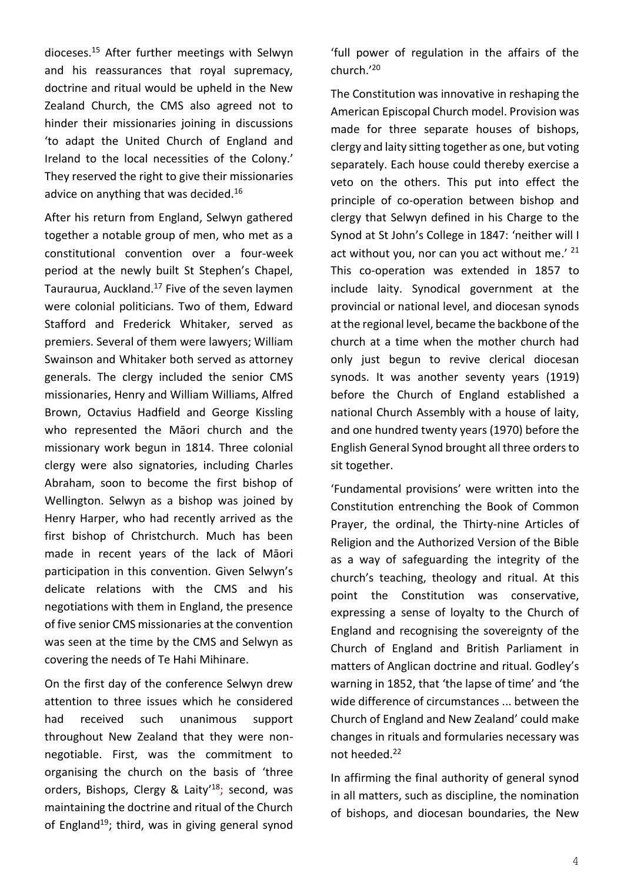dioceses.[15] After further meetings with Selwyn and his reassurances that royal supremacy, doctrine and ritual would be upheld in the New Zealand Church, the CMS also agreed not to hinder their missionaries joining in discussions 'to adapt the United Church of England and Ireland to the local necessities of the Colony.' They reserved the right to give their missionaries advice on anything that was decided.[16]

After his return from England, Selwyn gathered together a notable group of men, who met as a constitutional convention over a four-week period at the newly built St Stephen's Chapel, Tauraurua, Auckland.[17] Five of the seven laymen were colonial politicians. Two of them, Edward Stafford and Frederick Whitaker, served as premiers. Several of them were lawyers; William Swainson and Whitaker both served as attorney generals. The clergy included the senior CMS missionaries, Henry and William Williams, Alfred Brown, Octavius Hadfield and George Kissling who represented the Māori church and the missionary work begun in 1814. Three colonial clergy were also signatories, including Charles Abraham, soon to become the first bishop of Wellington. Selwyn as a bishop was joined by Henry Harper, who had recently arrived as the first bishop of Christchurch. Much has been made in recent years of the lack of Māori participation in this convention. Given Selwyn's delicate relations with the CMS and his negotiations with them in England, the presence of five senior CMS missionaries at the convention was seen at the time by the CMS and Selwyn as covering the needs of Te Hahi Mihinare.

On the first day of the conference Selwyn drew attention to three issues which he considered had received such unanimous support throughout New Zealand that they were non-negotiable. First, was the commitment to organising the church on the basis of 'three orders, Bishops, Clergy & Laity'[18]; second, was maintaining the doctrine and ritual of the Church of England[19]; third, was in giving general synod 'full power of regulation in the affairs of the church.'[20]

The Constitution was innovative in reshaping the American Episcopal Church model. Provision was made for three separate houses of bishops, clergy and laity sitting together as one, but voting separately. Each house could thereby exercise a veto on the others. This put into effect the principle of co-operation between bishop and clergy that Selwyn defined in his Charge to the Synod at St John's College in 1847: 'neither will I act without you, nor can you act without me.' [21] This co-operation was extended in 1857 to include laity. Synodical government at the provincial or national level, and diocesan synods at the regional level, became the backbone of the church at a time when the mother church had only just begun to revive clerical diocesan synods. It was another seventy years (1919) before the Church of England established a national Church Assembly with a house of laity, and one hundred twenty years (1970) before the English General Synod brought all three orders to sit together.

'Fundamental provisions' were written into the Constitution entrenching the Book of Common Prayer, the ordinal, the Thirty-nine Articles of Religion and the Authorized Version of the Bible as a way of safeguarding the integrity of the church's teaching, theology and ritual. At this point the Constitution was conservative, expressing a sense of loyalty to the Church of England and recognising the sovereignty of the Church of England and British Parliament in matters of Anglican doctrine and ritual. Godley's warning in 1852, that 'the lapse of time' and 'the wide difference of circumstances ... between the Church of England and New Zealand' could make changes in rituals and formularies necessary was not heeded.[22]

In affirming the final authority of general synod in all matters, such as discipline, the nomination of bishops, and diocesan boundaries, the New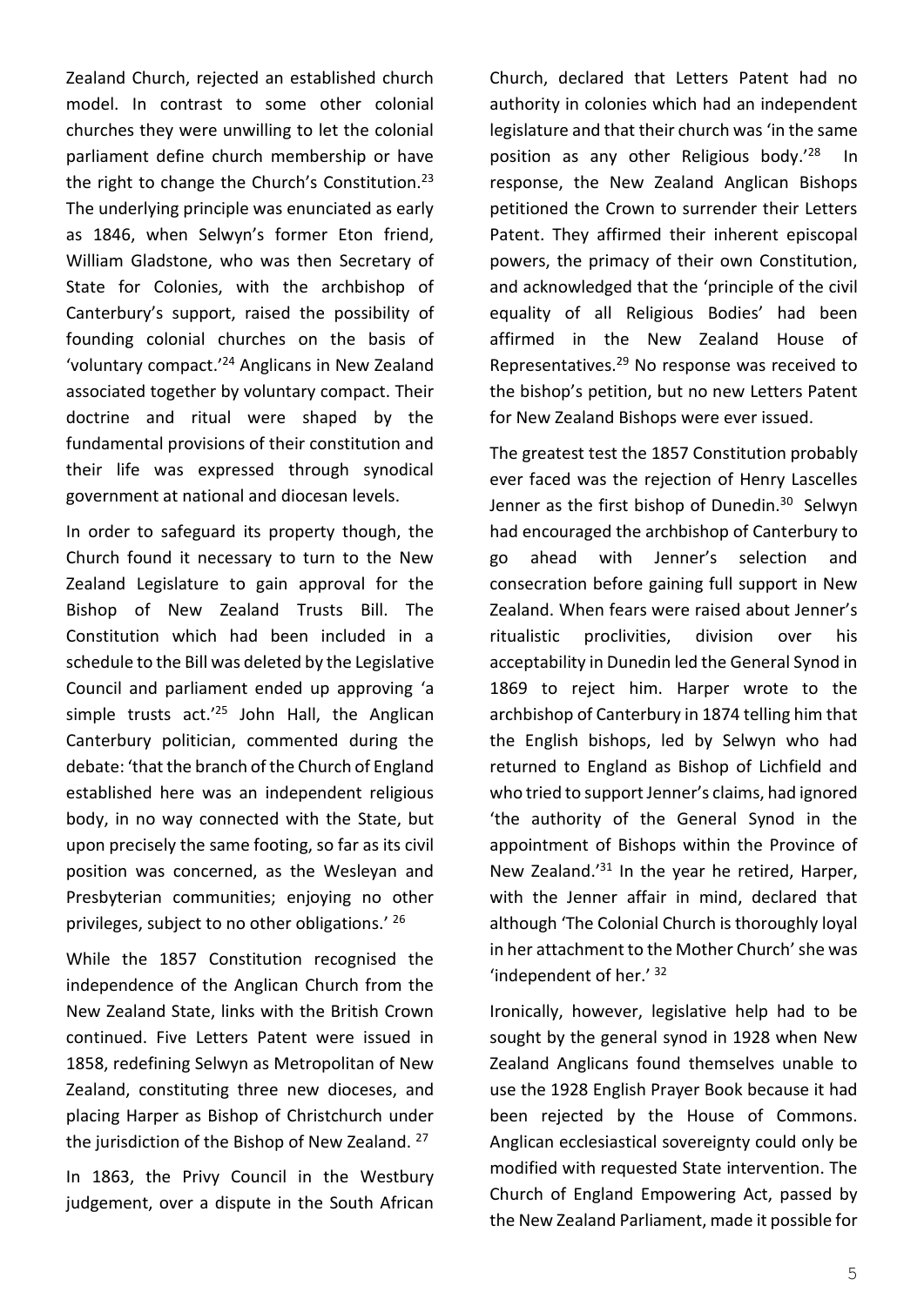Zealand Church, rejected an established church model. In contrast to some other colonial churches they were unwilling to let the colonial parliament define church membership or have the right to change the Church's Constitution.[23] The underlying principle was enunciated as early as 1846, when Selwyn's former Eton friend, William Gladstone, who was then Secretary of State for Colonies, with the archbishop of Canterbury's support, raised the possibility of founding colonial churches on the basis of 'voluntary compact.'[24] Anglicans in New Zealand associated together by voluntary compact. Their doctrine and ritual were shaped by the fundamental provisions of their constitution and their life was expressed through synodical government at national and diocesan levels.

In order to safeguard its property though, the Church found it necessary to turn to the New Zealand Legislature to gain approval for the Bishop of New Zealand Trusts Bill. The Constitution which had been included in a schedule to the Bill was deleted by the Legislative Council and parliament ended up approving 'a simple trusts act.'[25] John Hall, the Anglican Canterbury politician, commented during the debate: 'that the branch of the Church of England established here was an independent religious body, in no way connected with the State, but upon precisely the same footing, so far as its civil position was concerned, as the Wesleyan and Presbyterian communities; enjoying no other privileges, subject to no other obligations.'[26]

While the 1857 Constitution recognised the independence of the Anglican Church from the New Zealand State, links with the British Crown continued. Five Letters Patent were issued in 1858, redefining Selwyn as Metropolitan of New Zealand, constituting three new dioceses, and placing Harper as Bishop of Christchurch under the jurisdiction of the Bishop of New Zealand.[27]

In 1863, the Privy Council in the Westbury judgement, over a dispute in the South African Church, declared that Letters Patent had no authority in colonies which had an independent legislature and that their church was 'in the same position as any other Religious body.'[28] In response, the New Zealand Anglican Bishops petitioned the Crown to surrender their Letters Patent. They affirmed their inherent episcopal powers, the primacy of their own Constitution, and acknowledged that the 'principle of the civil equality of all Religious Bodies' had been affirmed in the New Zealand House of Representatives.[29] No response was received to the bishop's petition, but no new Letters Patent for New Zealand Bishops were ever issued.

The greatest test the 1857 Constitution probably ever faced was the rejection of Henry Lascelles Jenner as the first bishop of Dunedin.[30] Selwyn had encouraged the archbishop of Canterbury to go ahead with Jenner's selection and consecration before gaining full support in New Zealand. When fears were raised about Jenner's ritualistic proclivities, division over his acceptability in Dunedin led the General Synod in 1869 to reject him. Harper wrote to the archbishop of Canterbury in 1874 telling him that the English bishops, led by Selwyn who had returned to England as Bishop of Lichfield and who tried to support Jenner's claims, had ignored 'the authority of the General Synod in the appointment of Bishops within the Province of New Zealand.'[31] In the year he retired, Harper, with the Jenner affair in mind, declared that although 'The Colonial Church is thoroughly loyal in her attachment to the Mother Church' she was 'independent of her.'[32]

Ironically, however, legislative help had to be sought by the general synod in 1928 when New Zealand Anglicans found themselves unable to use the 1928 English Prayer Book because it had been rejected by the House of Commons. Anglican ecclesiastical sovereignty could only be modified with requested State intervention. The Church of England Empowering Act, passed by the New Zealand Parliament, made it possible for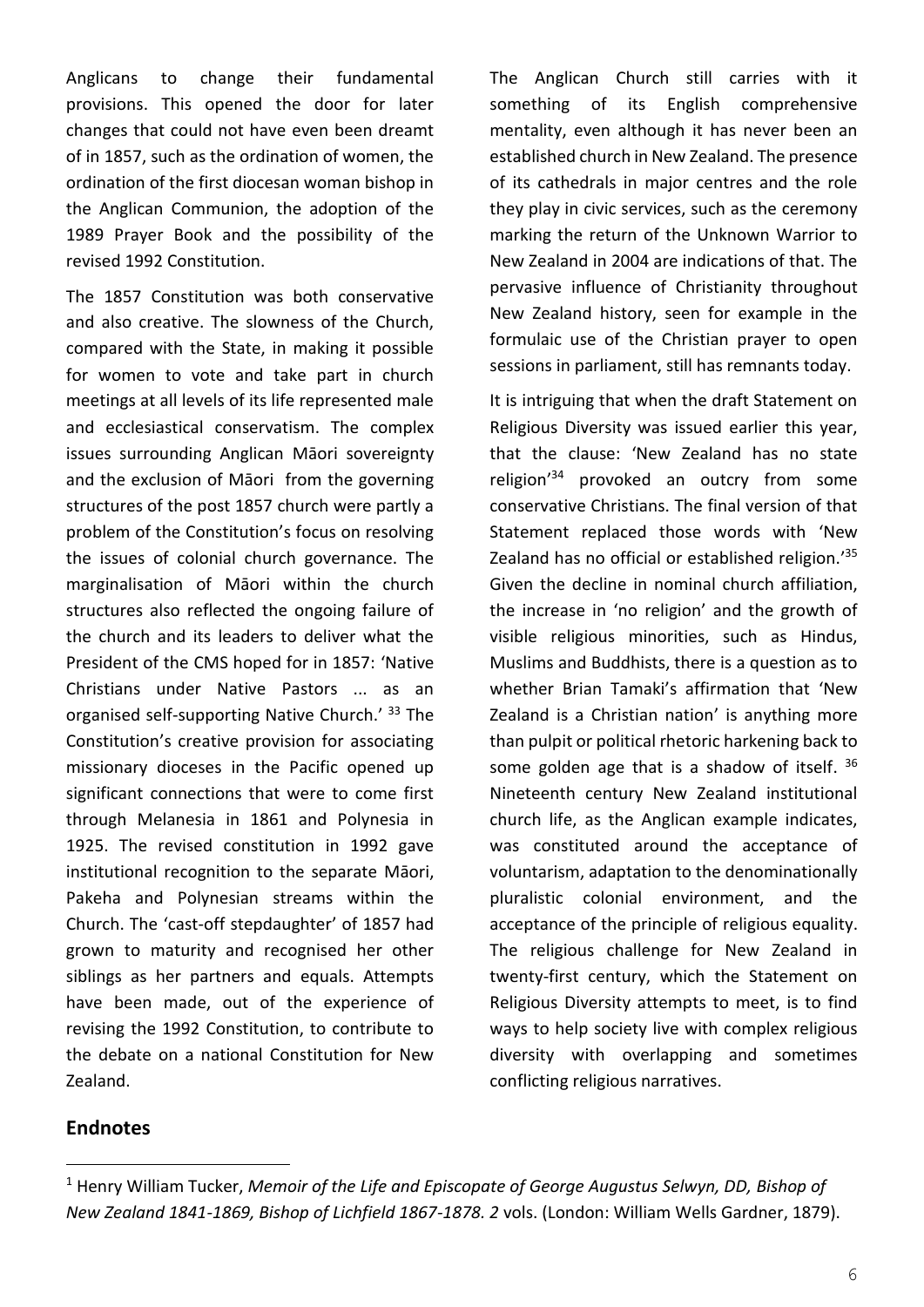Anglicans to change their fundamental provisions. This opened the door for later changes that could not have even been dreamt of in 1857, such as the ordination of women, the ordination of the first diocesan woman bishop in the Anglican Communion, the adoption of the 1989 Prayer Book and the possibility of the revised 1992 Constitution.

The 1857 Constitution was both conservative and also creative. The slowness of the Church, compared with the State, in making it possible for women to vote and take part in church meetings at all levels of its life represented male and ecclesiastical conservatism. The complex issues surrounding Anglican Māori sovereignty and the exclusion of Māori from the governing structures of the post 1857 church were partly a problem of the Constitution's focus on resolving the issues of colonial church governance. The marginalisation of Māori within the church structures also reflected the ongoing failure of the church and its leaders to deliver what the President of the CMS hoped for in 1857: 'Native Christians under Native Pastors ... as an organised self-supporting Native Church.' [33] The Constitution's creative provision for associating missionary dioceses in the Pacific opened up significant connections that were to come first through Melanesia in 1861 and Polynesia in 1925. The revised constitution in 1992 gave institutional recognition to the separate Māori, Pakeha and Polynesian streams within the Church. The 'cast-off stepdaughter' of 1857 had grown to maturity and recognised her other siblings as her partners and equals. Attempts have been made, out of the experience of revising the 1992 Constitution, to contribute to the debate on a national Constitution for New Zealand.

The Anglican Church still carries with it something of its English comprehensive mentality, even although it has never been an established church in New Zealand. The presence of its cathedrals in major centres and the role they play in civic services, such as the ceremony marking the return of the Unknown Warrior to New Zealand in 2004 are indications of that. The pervasive influence of Christianity throughout New Zealand history, seen for example in the formulaic use of the Christian prayer to open sessions in parliament, still has remnants today.

It is intriguing that when the draft Statement on Religious Diversity was issued earlier this year, that the clause: 'New Zealand has no state religion'[34] provoked an outcry from some conservative Christians. The final version of that Statement replaced those words with 'New Zealand has no official or established religion.'[35] Given the decline in nominal church affiliation, the increase in 'no religion' and the growth of visible religious minorities, such as Hindus, Muslims and Buddhists, there is a question as to whether Brian Tamaki's affirmation that 'New Zealand is a Christian nation' is anything more than pulpit or political rhetoric harkening back to some golden age that is a shadow of itself. [36] Nineteenth century New Zealand institutional church life, as the Anglican example indicates, was constituted around the acceptance of voluntarism, adaptation to the denominationally pluralistic colonial environment, and the acceptance of the principle of religious equality. The religious challenge for New Zealand in twenty-first century, which the Statement on Religious Diversity attempts to meet, is to find ways to help society live with complex religious diversity with overlapping and sometimes conflicting religious narratives.

## Endnotes

[1] Henry William Tucker, *Memoir of the Life and Episcopate of George Augustus Selwyn, DD, Bishop of New Zealand 1841-1869, Bishop of Lichfield 1867-1878. 2* vols. (London: William Wells Gardner, 1879).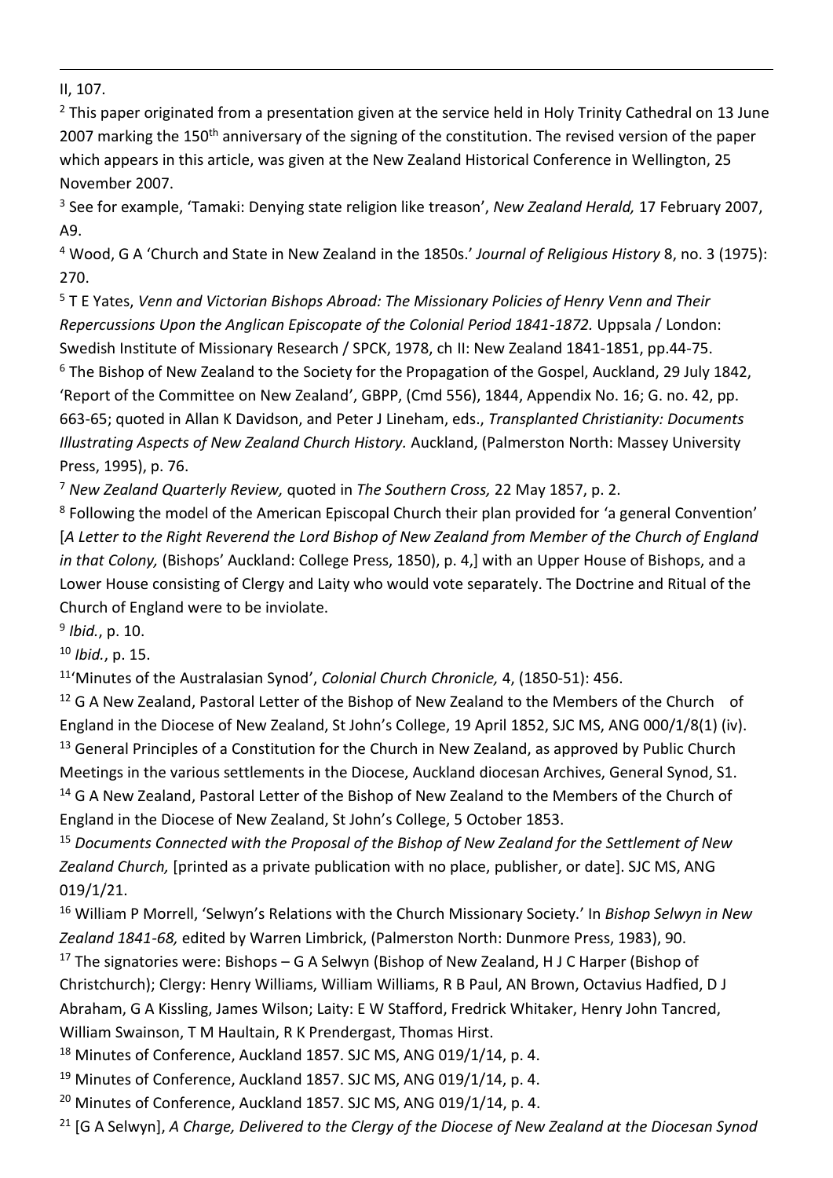II, 107.

[2] This paper originated from a presentation given at the service held in Holy Trinity Cathedral on 13 June 2007 marking the 150th anniversary of the signing of the constitution. The revised version of the paper which appears in this article, was given at the New Zealand Historical Conference in Wellington, 25 November 2007.

[3] See for example, 'Tamaki: Denying state religion like treason', *New Zealand Herald,* 17 February 2007, A9.

[4] Wood, G A 'Church and State in New Zealand in the 1850s.' *Journal of Religious History* 8, no. 3 (1975): 270.

[5] T E Yates, *Venn and Victorian Bishops Abroad: The Missionary Policies of Henry Venn and Their Repercussions Upon the Anglican Episcopate of the Colonial Period 1841-1872.* Uppsala / London: Swedish Institute of Missionary Research / SPCK, 1978, ch II: New Zealand 1841-1851, pp.44-75.

[6] The Bishop of New Zealand to the Society for the Propagation of the Gospel, Auckland, 29 July 1842, 'Report of the Committee on New Zealand', GBPP, (Cmd 556), 1844, Appendix No. 16; G. no. 42, pp. 663-65; quoted in Allan K Davidson, and Peter J Lineham, eds., *Transplanted Christianity: Documents Illustrating Aspects of New Zealand Church History.* Auckland, (Palmerston North: Massey University Press, 1995), p. 76.

[7] *New Zealand Quarterly Review,* quoted in *The Southern Cross,* 22 May 1857, p. 2.

[8] Following the model of the American Episcopal Church their plan provided for 'a general Convention' [*A Letter to the Right Reverend the Lord Bishop of New Zealand from Member of the Church of England in that Colony,* (Bishops' Auckland: College Press, 1850), p. 4,] with an Upper House of Bishops, and a Lower House consisting of Clergy and Laity who would vote separately. The Doctrine and Ritual of the Church of England were to be inviolate.

[9] *Ibid.*, p. 10.

[10] *Ibid.*, p. 15.

[11] 'Minutes of the Australasian Synod', *Colonial Church Chronicle,* 4, (1850-51): 456.

[12] G A New Zealand, Pastoral Letter of the Bishop of New Zealand to the Members of the Church of England in the Diocese of New Zealand, St John's College, 19 April 1852, SJC MS, ANG 000/1/8(1) (iv).

[13] General Principles of a Constitution for the Church in New Zealand, as approved by Public Church Meetings in the various settlements in the Diocese, Auckland diocesan Archives, General Synod, S1.

[14] G A New Zealand, Pastoral Letter of the Bishop of New Zealand to the Members of the Church of England in the Diocese of New Zealand, St John's College, 5 October 1853.

[15] *Documents Connected with the Proposal of the Bishop of New Zealand for the Settlement of New Zealand Church,* [printed as a private publication with no place, publisher, or date]. SJC MS, ANG 019/1/21.

[16] William P Morrell, 'Selwyn's Relations with the Church Missionary Society.' In *Bishop Selwyn in New Zealand 1841-68,* edited by Warren Limbrick, (Palmerston North: Dunmore Press, 1983), 90.

[17] The signatories were: Bishops – G A Selwyn (Bishop of New Zealand, H J C Harper (Bishop of Christchurch); Clergy: Henry Williams, William Williams, R B Paul, AN Brown, Octavius Hadfied, D J Abraham, G A Kissling, James Wilson; Laity: E W Stafford, Fredrick Whitaker, Henry John Tancred, William Swainson, T M Haultain, R K Prendergast, Thomas Hirst.

[18] Minutes of Conference, Auckland 1857. SJC MS, ANG 019/1/14, p. 4.

[19] Minutes of Conference, Auckland 1857. SJC MS, ANG 019/1/14, p. 4.

[20] Minutes of Conference, Auckland 1857. SJC MS, ANG 019/1/14, p. 4.

[21] [G A Selwyn], *A Charge, Delivered to the Clergy of the Diocese of New Zealand at the Diocesan Synod*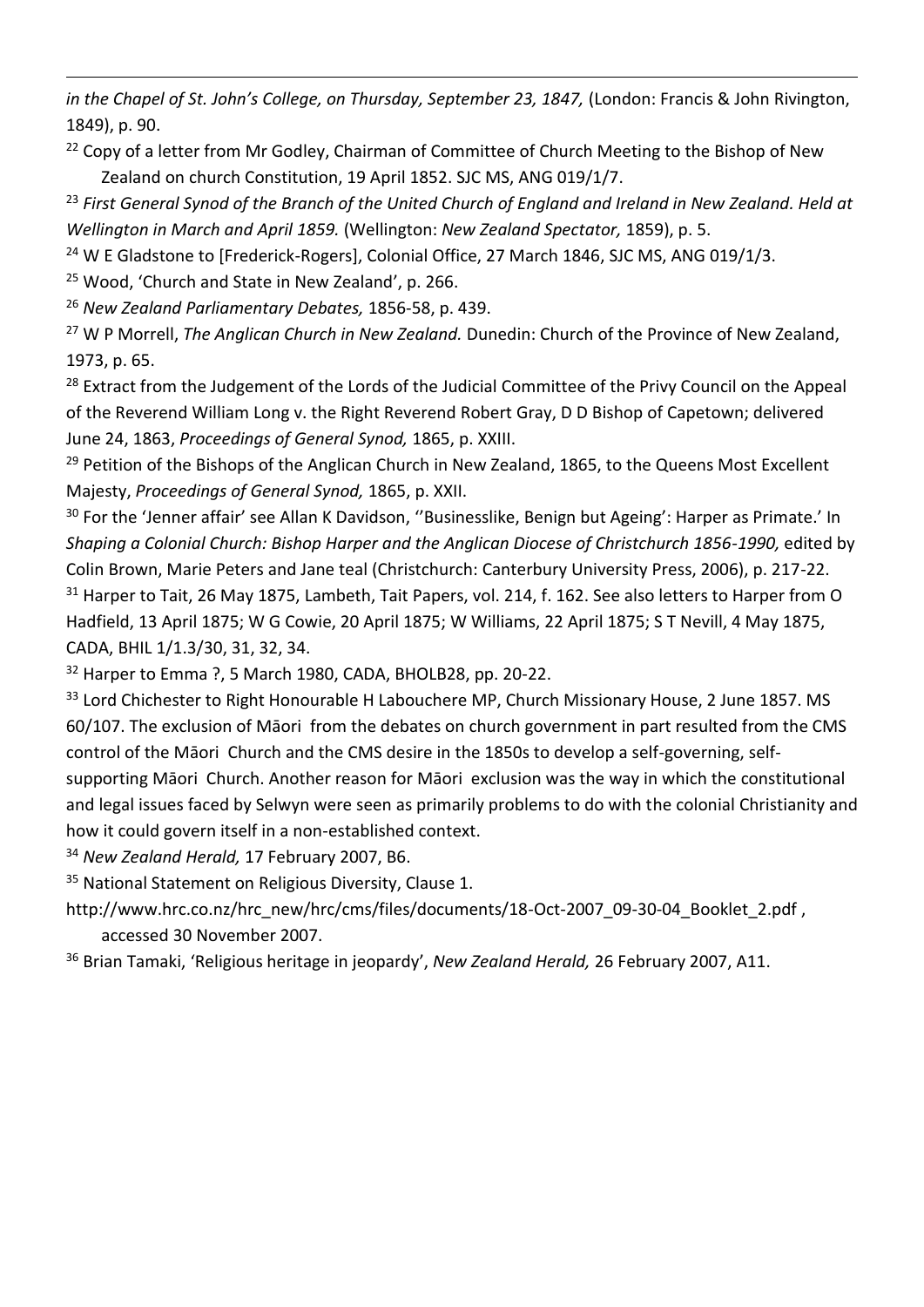*in the Chapel of St. John's College, on Thursday, September 23, 1847,* (London: Francis & John Rivington, 1849), p. 90.

[22] Copy of a letter from Mr Godley, Chairman of Committee of Church Meeting to the Bishop of New Zealand on church Constitution, 19 April 1852. SJC MS, ANG 019/1/7.

[23] *First General Synod of the Branch of the United Church of England and Ireland in New Zealand. Held at Wellington in March and April 1859.* (Wellington: *New Zealand Spectator,* 1859), p. 5.

[24] W E Gladstone to [Frederick-Rogers], Colonial Office, 27 March 1846, SJC MS, ANG 019/1/3.

[25] Wood, 'Church and State in New Zealand', p. 266.

[26] *New Zealand Parliamentary Debates,* 1856-58, p. 439.

[27] W P Morrell, *The Anglican Church in New Zealand.* Dunedin: Church of the Province of New Zealand, 1973, p. 65.

[28] Extract from the Judgement of the Lords of the Judicial Committee of the Privy Council on the Appeal of the Reverend William Long v. the Right Reverend Robert Gray, D D Bishop of Capetown; delivered June 24, 1863, *Proceedings of General Synod,* 1865, p. XXIII.

[29] Petition of the Bishops of the Anglican Church in New Zealand, 1865, to the Queens Most Excellent Majesty, *Proceedings of General Synod,* 1865, p. XXII.

[30] For the 'Jenner affair' see Allan K Davidson, ''Businesslike, Benign but Ageing': Harper as Primate.' In *Shaping a Colonial Church: Bishop Harper and the Anglican Diocese of Christchurch 1856-1990,* edited by Colin Brown, Marie Peters and Jane teal (Christchurch: Canterbury University Press, 2006), p. 217-22.

[31] Harper to Tait, 26 May 1875, Lambeth, Tait Papers, vol. 214, f. 162. See also letters to Harper from O Hadfield, 13 April 1875; W G Cowie, 20 April 1875; W Williams, 22 April 1875; S T Nevill, 4 May 1875, CADA, BHIL 1/1.3/30, 31, 32, 34.

[32] Harper to Emma ?, 5 March 1980, CADA, BHOLB28, pp. 20-22.

[33] Lord Chichester to Right Honourable H Labouchere MP, Church Missionary House, 2 June 1857. MS 60/107. The exclusion of Māori from the debates on church government in part resulted from the CMS control of the Māori Church and the CMS desire in the 1850s to develop a self-governing, self-supporting Māori Church. Another reason for Māori exclusion was the way in which the constitutional and legal issues faced by Selwyn were seen as primarily problems to do with the colonial Christianity and how it could govern itself in a non-established context.

[34] *New Zealand Herald,* 17 February 2007, B6.

[35] National Statement on Religious Diversity, Clause 1.
http://www.hrc.co.nz/hrc_new/hrc/cms/files/documents/18-Oct-2007_09-30-04_Booklet_2.pdf , accessed 30 November 2007.

[36] Brian Tamaki, 'Religious heritage in jeopardy', *New Zealand Herald,* 26 February 2007, A11.